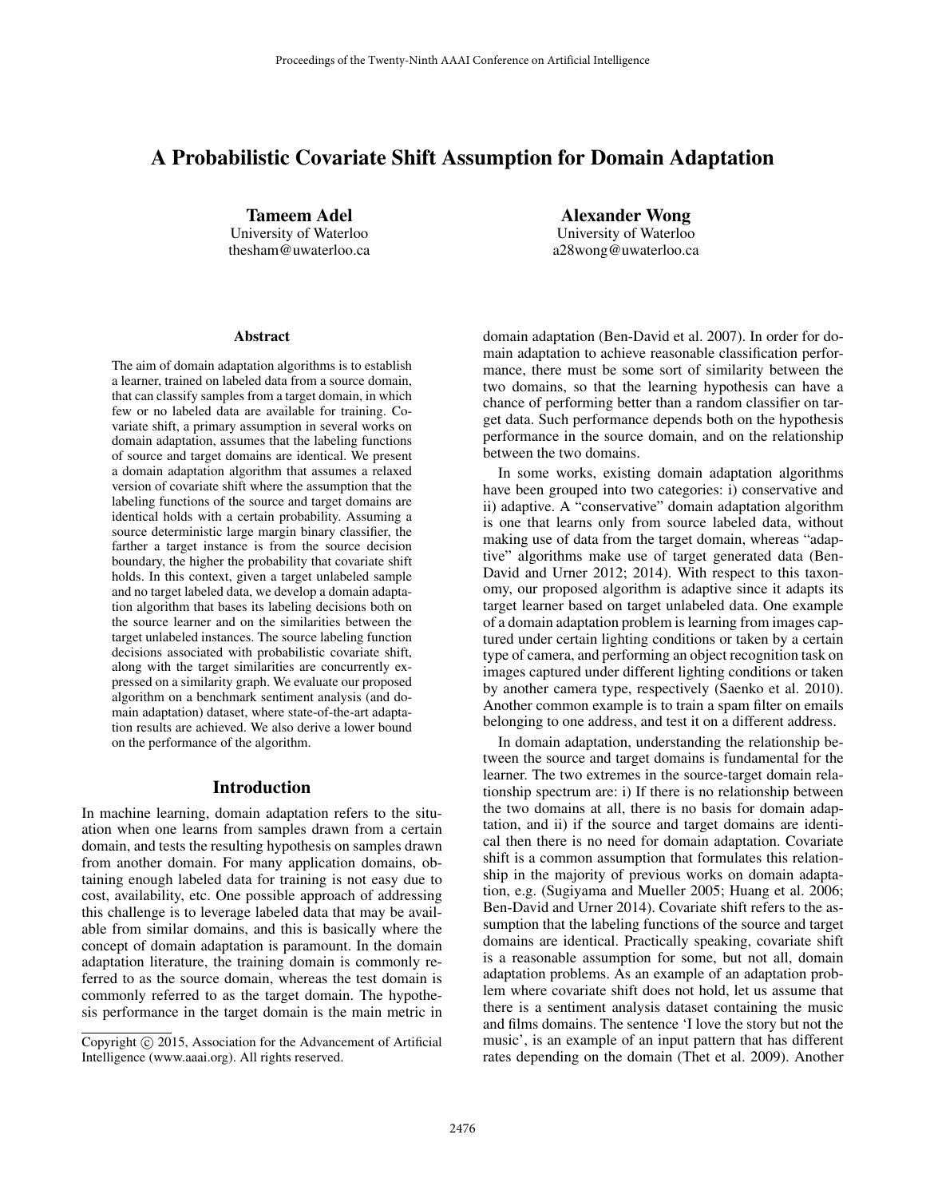# A Probabilistic Covariate Shift Assumption for Domain Adaptation

**Tameem Adel**
University of Waterloo
thesham@uwaterloo.ca

**Alexander Wong**
University of Waterloo
a28wong@uwaterloo.ca

## Abstract

The aim of domain adaptation algorithms is to establish a learner, trained on labeled data from a source domain, that can classify samples from a target domain, in which few or no labeled data are available for training. Covariate shift, a primary assumption in several works on domain adaptation, assumes that the labeling functions of source and target domains are identical. We present a domain adaptation algorithm that assumes a relaxed version of covariate shift where the assumption that the labeling functions of the source and target domains are identical holds with a certain probability. Assuming a source deterministic large margin binary classifier, the farther a target instance is from the source decision boundary, the higher the probability that covariate shift holds. In this context, given a target unlabeled sample and no target labeled data, we develop a domain adaptation algorithm that bases its labeling decisions both on the source learner and on the similarities between the target unlabeled instances. The source labeling function decisions associated with probabilistic covariate shift, along with the target similarities are concurrently expressed on a similarity graph. We evaluate our proposed algorithm on a benchmark sentiment analysis (and domain adaptation) dataset, where state-of-the-art adaptation results are achieved. We also derive a lower bound on the performance of the algorithm.

## Introduction

In machine learning, domain adaptation refers to the situation when one learns from samples drawn from a certain domain, and tests the resulting hypothesis on samples drawn from another domain. For many application domains, obtaining enough labeled data for training is not easy due to cost, availability, etc. One possible approach of addressing this challenge is to leverage labeled data that may be available from similar domains, and this is basically where the concept of domain adaptation is paramount. In the domain adaptation literature, the training domain is commonly referred to as the source domain, whereas the test domain is commonly referred to as the target domain. The hypothesis performance in the target domain is the main metric in domain adaptation (Ben-David et al. 2007). In order for domain adaptation to achieve reasonable classification performance, there must be some sort of similarity between the two domains, so that the learning hypothesis can have a chance of performing better than a random classifier on target data. Such performance depends both on the hypothesis performance in the source domain, and on the relationship between the two domains.

In some works, existing domain adaptation algorithms have been grouped into two categories: i) conservative and ii) adaptive. A "conservative" domain adaptation algorithm is one that learns only from source labeled data, without making use of data from the target domain, whereas "adaptive" algorithms make use of target generated data (Ben-David and Urner 2012; 2014). With respect to this taxonomy, our proposed algorithm is adaptive since it adapts its target learner based on target unlabeled data. One example of a domain adaptation problem is learning from images captured under certain lighting conditions or taken by a certain type of camera, and performing an object recognition task on images captured under different lighting conditions or taken by another camera type, respectively (Saenko et al. 2010). Another common example is to train a spam filter on emails belonging to one address, and test it on a different address.

In domain adaptation, understanding the relationship between the source and target domains is fundamental for the learner. The two extremes in the source-target domain relationship spectrum are: i) If there is no relationship between the two domains at all, there is no basis for domain adaptation, and ii) if the source and target domains are identical then there is no need for domain adaptation. Covariate shift is a common assumption that formulates this relationship in the majority of previous works on domain adaptation, e.g. (Sugiyama and Mueller 2005; Huang et al. 2006; Ben-David and Urner 2014). Covariate shift refers to the assumption that the labeling functions of the source and target domains are identical. Practically speaking, covariate shift is a reasonable assumption for some, but not all, domain adaptation problems. As an example of an adaptation problem where covariate shift does not hold, let us assume that there is a sentiment analysis dataset containing the music and films domains. The sentence 'I love the story but not the music', is an example of an input pattern that has different rates depending on the domain (Thet et al. 2009). Another

Copyright © 2015, Association for the Advancement of Artificial Intelligence (www.aaai.org). All rights reserved.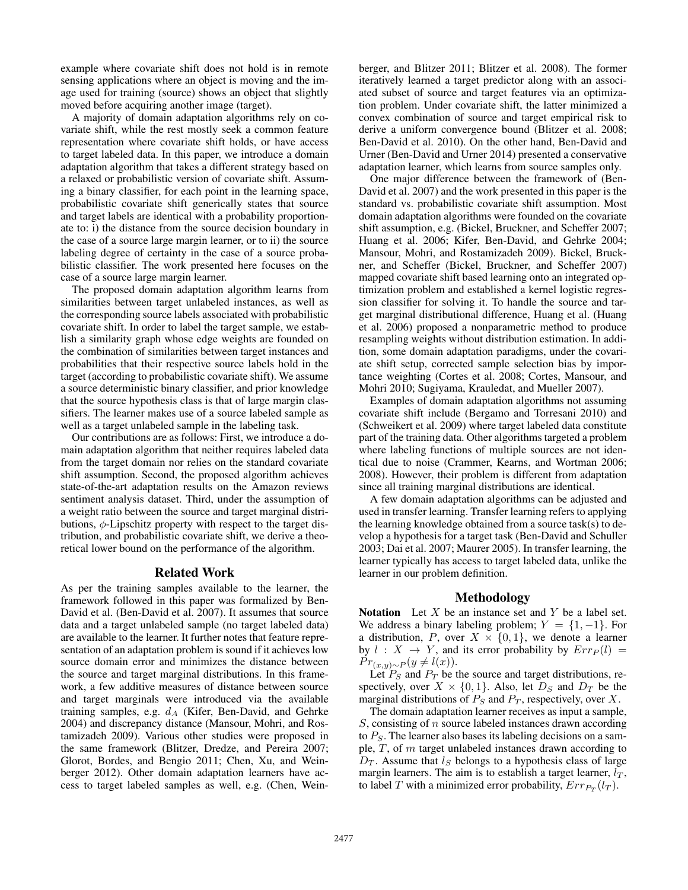example where covariate shift does not hold is in remote sensing applications where an object is moving and the image used for training (source) shows an object that slightly moved before acquiring another image (target).

A majority of domain adaptation algorithms rely on covariate shift, while the rest mostly seek a common feature representation where covariate shift holds, or have access to target labeled data. In this paper, we introduce a domain adaptation algorithm that takes a different strategy based on a relaxed or probabilistic version of covariate shift. Assuming a binary classifier, for each point in the learning space, probabilistic covariate shift generically states that source and target labels are identical with a probability proportionate to: i) the distance from the source decision boundary in the case of a source large margin learner, or to ii) the source labeling degree of certainty in the case of a source probabilistic classifier. The work presented here focuses on the case of a source large margin learner.

The proposed domain adaptation algorithm learns from similarities between target unlabeled instances, as well as the corresponding source labels associated with probabilistic covariate shift. In order to label the target sample, we establish a similarity graph whose edge weights are founded on the combination of similarities between target instances and probabilities that their respective source labels hold in the target (according to probabilistic covariate shift). We assume a source deterministic binary classifier, and prior knowledge that the source hypothesis class is that of large margin classifiers. The learner makes use of a source labeled sample as well as a target unlabeled sample in the labeling task.

Our contributions are as follows: First, we introduce a domain adaptation algorithm that neither requires labeled data from the target domain nor relies on the standard covariate shift assumption. Second, the proposed algorithm achieves state-of-the-art adaptation results on the Amazon reviews sentiment analysis dataset. Third, under the assumption of a weight ratio between the source and target marginal distributions, $\phi$-Lipschitz property with respect to the target distribution, and probabilistic covariate shift, we derive a theoretical lower bound on the performance of the algorithm.

## Related Work

As per the training samples available to the learner, the framework followed in this paper was formalized by Ben-David et al. (Ben-David et al. 2007). It assumes that source data and a target unlabeled sample (no target labeled data) are available to the learner. It further notes that feature representation of an adaptation problem is sound if it achieves low source domain error and minimizes the distance between the source and target marginal distributions. In this framework, a few additive measures of distance between source and target marginals were introduced via the available training samples, e.g. $d_A$ (Kifer, Ben-David, and Gehrke 2004) and discrepancy distance (Mansour, Mohri, and Rostamizadeh 2009). Various other studies were proposed in the same framework (Blitzer, Dredze, and Pereira 2007; Glorot, Bordes, and Bengio 2011; Chen, Xu, and Weinberger 2012). Other domain adaptation learners have access to target labeled samples as well, e.g. (Chen, Weinberger, and Blitzer 2011; Blitzer et al. 2008). The former iteratively learned a target predictor along with an associated subset of source and target features via an optimization problem. Under covariate shift, the latter minimized a convex combination of source and target empirical risk to derive a uniform convergence bound (Blitzer et al. 2008; Ben-David et al. 2010). On the other hand, Ben-David and Urner (Ben-David and Urner 2014) presented a conservative adaptation learner, which learns from source samples only.

One major difference between the framework of (Ben-David et al. 2007) and the work presented in this paper is the standard vs. probabilistic covariate shift assumption. Most domain adaptation algorithms were founded on the covariate shift assumption, e.g. (Bickel, Bruckner, and Scheffer 2007; Huang et al. 2006; Kifer, Ben-David, and Gehrke 2004; Mansour, Mohri, and Rostamizadeh 2009). Bickel, Bruckner, and Scheffer (Bickel, Bruckner, and Scheffer 2007) mapped covariate shift based learning onto an integrated optimization problem and established a kernel logistic regression classifier for solving it. To handle the source and target marginal distributional difference, Huang et al. (Huang et al. 2006) proposed a nonparametric method to produce resampling weights without distribution estimation. In addition, some domain adaptation paradigms, under the covariate shift setup, corrected sample selection bias by importance weighting (Cortes et al. 2008; Cortes, Mansour, and Mohri 2010; Sugiyama, Krauledat, and Mueller 2007).

Examples of domain adaptation algorithms not assuming covariate shift include (Bergamo and Torresani 2010) and (Schweikert et al. 2009) where target labeled data constitute part of the training data. Other algorithms targeted a problem where labeling functions of multiple sources are not identical due to noise (Crammer, Kearns, and Wortman 2006; 2008). However, their problem is different from adaptation since all training marginal distributions are identical.

A few domain adaptation algorithms can be adjusted and used in transfer learning. Transfer learning refers to applying the learning knowledge obtained from a source task(s) to develop a hypothesis for a target task (Ben-David and Schuller 2003; Dai et al. 2007; Maurer 2005). In transfer learning, the learner typically has access to target labeled data, unlike the learner in our problem definition.

## Methodology

**Notation** Let $X$ be an instance set and $Y$ be a label set. We address a binary labeling problem; $Y = \{1, -1\}$. For a distribution, $P$, over $X \times \{0, 1\}$, we denote a learner by $l : X \rightarrow Y$, and its error probability by $Err_P(l) = Pr_{(x,y)\sim P}(y \neq l(x))$.

Let $P_S$ and $P_T$ be the source and target distributions, respectively, over $X \times \{0, 1\}$. Also, let $D_S$ and $D_T$ be the marginal distributions of $P_S$ and $P_T$, respectively, over $X$.

The domain adaptation learner receives as input a sample, $S$, consisting of $n$ source labeled instances drawn according to $P_S$. The learner also bases its labeling decisions on a sample, $T$, of $m$ target unlabeled instances drawn according to $D_T$. Assume that $l_S$ belongs to a hypothesis class of large margin learners. The aim is to establish a target learner, $l_T$, to label $T$ with a minimized error probability, $Err_{P_T}(l_T)$.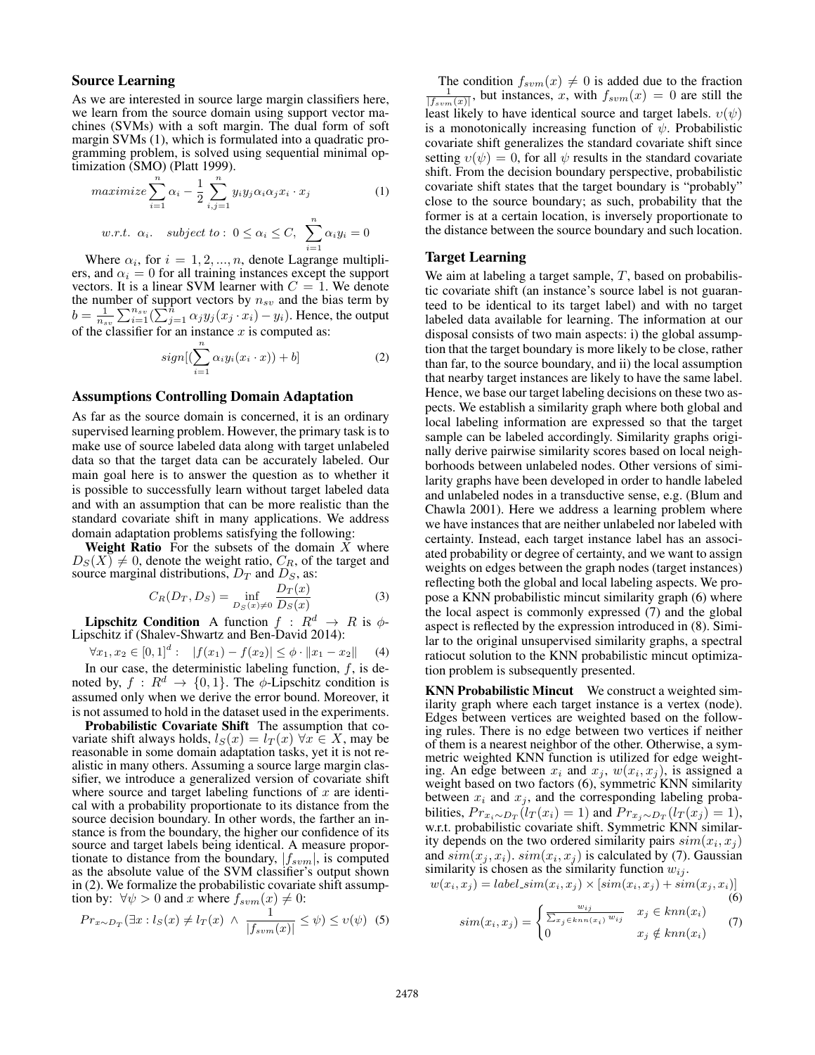### Source Learning

As we are interested in source large margin classifiers here, we learn from the source domain using support vector machines (SVMs) with a soft margin. The dual form of soft margin SVMs (1), which is formulated into a quadratic programming problem, is solved using sequential minimal optimization (SMO) (Platt 1999).

$$maximize \sum_{i=1}^{n} \alpha_i - \frac{1}{2} \sum_{i,j=1}^{n} y_i y_j \alpha_i \alpha_j x_i \cdot x_j \tag{1}$$

$$w.r.t.\ \ \alpha_i. \quad subject\ to: \ 0 \leq \alpha_i \leq C, \ \sum_{i=1}^{n} \alpha_i y_i = 0$$

Where $\alpha_i$, for $i = 1, 2, ..., n$, denote Lagrange multipliers, and $\alpha_i = 0$ for all training instances except the support vectors. It is a linear SVM learner with $C = 1$. We denote the number of support vectors by $n_{sv}$ and the bias term by $b = \frac{1}{n_{sv}} \sum_{i=1}^{n_{sv}} (\sum_{j=1}^{n} \alpha_j y_j (x_j \cdot x_i) - y_i)$. Hence, the output of the classifier for an instance $x$ is computed as:

$$sign[(\sum_{i=1}^{n} \alpha_i y_i (x_i \cdot x)) + b] \tag{2}$$

### Assumptions Controlling Domain Adaptation

As far as the source domain is concerned, it is an ordinary supervised learning problem. However, the primary task is to make use of source labeled data along with target unlabeled data so that the target data can be accurately labeled. Our main goal here is to answer the question as to whether it is possible to successfully learn without target labeled data and with an assumption that can be more realistic than the standard covariate shift in many applications. We address domain adaptation problems satisfying the following:

**Weight Ratio** For the subsets of the domain $X$ where $D_S(X) \neq 0$, denote the weight ratio, $C_R$, of the target and source marginal distributions, $D_T$ and $D_S$, as:

$$C_R(D_T, D_S) = \inf_{D_S(x) \neq 0} \frac{D_T(x)}{D_S(x)} \tag{3}$$

**Lipschitz Condition** A function $f : R^d \rightarrow R$ is $\phi$-Lipschitz if (Shalev-Shwartz and Ben-David 2014):

$$\forall x_1, x_2 \in [0,1]^d : \quad |f(x_1) - f(x_2)| \leq \phi \cdot \|x_1 - x_2\| \tag{4}$$

In our case, the deterministic labeling function, $f$, is denoted by, $f : R^d \rightarrow \{0, 1\}$. The $\phi$-Lipschitz condition is assumed only when we derive the error bound. Moreover, it is not assumed to hold in the dataset used in the experiments.

**Probabilistic Covariate Shift** The assumption that covariate shift always holds, $l_S(x) = l_T(x)\ \forall x \in X$, may be reasonable in some domain adaptation tasks, yet it is not realistic in many others. Assuming a source large margin classifier, we introduce a generalized version of covariate shift where source and target labeling functions of $x$ are identical with a probability proportionate to its distance from the source decision boundary. In other words, the farther an instance is from the boundary, the higher our confidence of its source and target labels being identical. A measure proportionate to distance from the boundary, $|f_{svm}|$, is computed as the absolute value of the SVM classifier's output shown in (2). We formalize the probabilistic covariate shift assumption by: $\forall \psi > 0$ and $x$ where $f_{svm}(x) \neq 0$:

$$Pr_{x \sim D_T}(\exists x : l_S(x) \neq l_T(x) \ \wedge \ \frac{1}{|f_{svm}(x)|} \leq \psi) \leq \upsilon(\psi) \tag{5}$$

The condition $f_{svm}(x) \neq 0$ is added due to the fraction $\frac{1}{|f_{svm}(x)|}$, but instances, $x$, with $f_{svm}(x) = 0$ are still the least likely to have identical source and target labels. $\upsilon(\psi)$ is a monotonically increasing function of $\psi$. Probabilistic covariate shift generalizes the standard covariate shift since setting $\upsilon(\psi) = 0$, for all $\psi$ results in the standard covariate shift. From the decision boundary perspective, probabilistic covariate shift states that the target boundary is "probably" close to the source boundary; as such, probability that the former is at a certain location, is inversely proportionate to the distance between the source boundary and such location.

### Target Learning

We aim at labeling a target sample, $T$, based on probabilistic covariate shift (an instance's source label is not guaranteed to be identical to its target label) and with no target labeled data available for learning. The information at our disposal consists of two main aspects: i) the global assumption that the target boundary is more likely to be close, rather than far, to the source boundary, and ii) the local assumption that nearby target instances are likely to have the same label. Hence, we base our target labeling decisions on these two aspects. We establish a similarity graph where both global and local labeling information are expressed so that the target sample can be labeled accordingly. Similarity graphs originally derive pairwise similarity scores based on local neighborhoods between unlabeled nodes. Other versions of similarity graphs have been developed in order to handle labeled and unlabeled nodes in a transductive sense, e.g. (Blum and Chawla 2001). Here we address a learning problem where we have instances that are neither unlabeled nor labeled with certainty. Instead, each target instance label has an associated probability or degree of certainty, and we want to assign weights on edges between the graph nodes (target instances) reflecting both the global and local labeling aspects. We propose a KNN probabilistic mincut similarity graph (6) where the local aspect is commonly expressed (7) and the global aspect is reflected by the expression introduced in (8). Similar to the original unsupervised similarity graphs, a spectral ratiocut solution to the KNN probabilistic mincut optimization problem is subsequently presented.

**KNN Probabilistic Mincut** We construct a weighted similarity graph where each target instance is a vertex (node). Edges between vertices are weighted based on the following rules. There is no edge between two vertices if neither of them is a nearest neighbor of the other. Otherwise, a symmetric weighted KNN function is utilized for edge weighting. An edge between $x_i$ and $x_j$, $w(x_i, x_j)$, is assigned a weight based on two factors (6), symmetric KNN similarity between $x_i$ and $x_j$, and the corresponding labeling probabilities, $Pr_{x_i \sim D_T}(l_T(x_i) = 1)$ and $Pr_{x_j \sim D_T}(l_T(x_j) = 1)$, w.r.t. probabilistic covariate shift. Symmetric KNN similarity depends on the two ordered similarity pairs $sim(x_i, x_j)$ and $sim(x_j, x_i)$. $sim(x_i, x_j)$ is calculated by (7). Gaussian similarity is chosen as the similarity function $w_{ij}$.

$$w(x_i, x_j) = label\_sim(x_i, x_j) \times [sim(x_i, x_j) + sim(x_j, x_i)] \tag{6}$$

$$sim(x_i, x_j) = \begin{cases} \frac{w_{ij}}{\sum_{x_j \in knn(x_i)} w_{ij}} & x_j \in knn(x_i) \\ 0 & x_j \notin knn(x_i) \end{cases} \tag{7}$$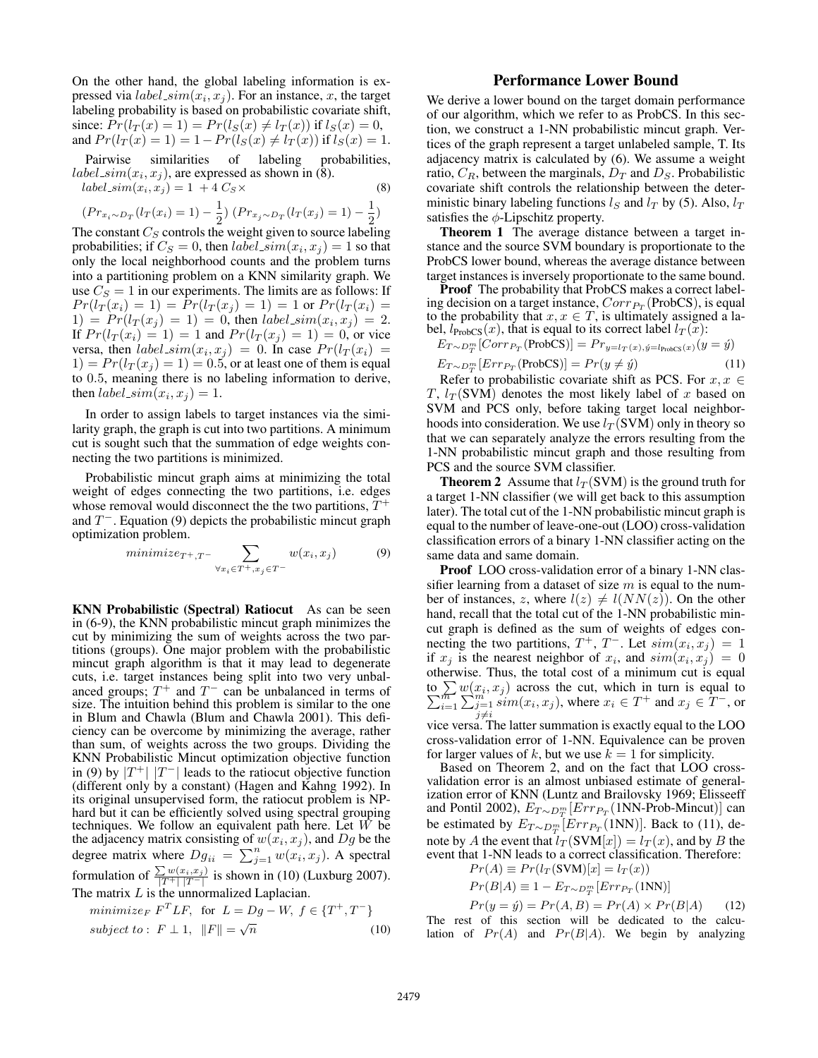On the other hand, the global labeling information is expressed via $label\_sim(x_i, x_j)$. For an instance, $x$, the target labeling probability is based on probabilistic covariate shift, since: $Pr(l_T(x) = 1) = Pr(l_S(x) \neq l_T(x))$ if $l_S(x) = 0$, and $Pr(l_T(x) = 1) = 1 - Pr(l_S(x) \neq l_T(x))$ if $l_S(x) = 1$.

Pairwise similarities of labeling probabilities, $label\_sim(x_i, x_j)$, are expressed as shown in (8).

$$label\_sim(x_i, x_j) = 1 + 4\, C_S \times \tag{8}$$

$$(Pr_{x_i \sim D_T}(l_T(x_i) = 1) - \frac{1}{2})\; (Pr_{x_j \sim D_T}(l_T(x_j) = 1) - \frac{1}{2})$$

The constant $C_S$ controls the weight given to source labeling probabilities; if $C_S = 0$, then $label\_sim(x_i, x_j) = 1$ so that only the local neighborhood counts and the problem turns into a partitioning problem on a KNN similarity graph. We use $C_S = 1$ in our experiments. The limits are as follows: If $Pr(l_T(x_i) = 1) = Pr(l_T(x_j) = 1) = 1$ or $Pr(l_T(x_i) = 1) = Pr(l_T(x_j) = 1) = 0$, then $label\_sim(x_i, x_j) = 2$. If $Pr(l_T(x_i) = 1) = 1$ and $Pr(l_T(x_j) = 1) = 0$, or vice versa, then $label\_sim(x_i, x_j) = 0$. In case $Pr(l_T(x_i) = 1) = Pr(l_T(x_j) = 1) = 0.5$, or at least one of them is equal to $0.5$, meaning there is no labeling information to derive, then $label\_sim(x_i, x_j) = 1$.

In order to assign labels to target instances via the similarity graph, the graph is cut into two partitions. A minimum cut is sought such that the summation of edge weights connecting the two partitions is minimized.

Probabilistic mincut graph aims at minimizing the total weight of edges connecting the two partitions, i.e. edges whose removal would disconnect the the two partitions, $T^+$ and $T^-$. Equation (9) depicts the probabilistic mincut graph optimization problem.

$$minimize_{T^+, T^-} \sum_{\forall x_i \in T^+, x_j \in T^-} w(x_i, x_j) \tag{9}$$

**KNN Probabilistic (Spectral) Ratiocut** As can be seen in (6-9), the KNN probabilistic mincut graph minimizes the cut by minimizing the sum of weights across the two partitions (groups). One major problem with the probabilistic mincut graph algorithm is that it may lead to degenerate cuts, i.e. target instances being split into two very unbalanced groups; $T^+$ and $T^-$ can be unbalanced in terms of size. The intuition behind this problem is similar to the one in Blum and Chawla (Blum and Chawla 2001). This deficiency can be overcome by minimizing the average, rather than sum, of weights across the two groups. Dividing the KNN Probabilistic Mincut optimization objective function in (9) by $|T^+|\ |T^-|$ leads to the ratiocut objective function (different only by a constant) (Hagen and Kahng 1992). In its original unsupervised form, the ratiocut problem is NP-hard but it can be efficiently solved using spectral grouping techniques. We follow an equivalent path here. Let $W$ be the adjacency matrix consisting of $w(x_i, x_j)$, and $Dg$ be the degree matrix where $Dg_{ii} = \sum_{j=1}^{n} w(x_i, x_j)$. A spectral formulation of $\frac{\sum w(x_i, x_j)}{|T^+|\ |T^-|}$ is shown in (10) (Luxburg 2007). The matrix $L$ is the unnormalized Laplacian.

$$minimize_F\ F^T L F, \text{ for } L = Dg - W,\ f \in \{T^+, T^-\}$$

$$subject\ to:\ F \perp 1,\ \ \|F\| = \sqrt{n} \tag{10}$$

## Performance Lower Bound

We derive a lower bound on the target domain performance of our algorithm, which we refer to as ProbCS. In this section, we construct a 1-NN probabilistic mincut graph. Vertices of the graph represent a target unlabeled sample, T. Its adjacency matrix is calculated by (6). We assume a weight ratio, $C_R$, between the marginals, $D_T$ and $D_S$. Probabilistic covariate shift controls the relationship between the deterministic binary labeling functions $l_S$ and $l_T$ by (5). Also, $l_T$ satisfies the $\phi$-Lipschitz property.

**Theorem 1** The average distance between a target instance and the source SVM boundary is proportionate to the ProbCS lower bound, whereas the average distance between target instances is inversely proportionate to the same bound.

**Proof** The probability that ProbCS makes a correct labeling decision on a target instance, $Corr_{P_T}(\text{ProbCS})$, is equal to the probability that $x, x \in T$, is ultimately assigned a label, $l_{\text{ProbCS}}(x)$, that is equal to its correct label $l_T(x)$:

$$E_{T \sim D_T^m}[Corr_{P_T}(\text{ProbCS})] = Pr_{y = l_T(x), \acute{y} = l_{\text{ProbCS}}(x)}(y = \acute{y})$$

$$E_{T \sim D_T^m}[Err_{P_T}(\text{ProbCS})] = Pr(y \neq \acute{y}) \tag{11}$$

Refer to probabilistic covariate shift as PCS. For $x, x \in T$, $l_T(\text{SVM})$ denotes the most likely label of $x$ based on SVM and PCS only, before taking target local neighborhoods into consideration. We use $l_T(\text{SVM})$ only in theory so that we can separately analyze the errors resulting from the 1-NN probabilistic mincut graph and those resulting from PCS and the source SVM classifier.

**Theorem 2** Assume that $l_T(\text{SVM})$ is the ground truth for a target 1-NN classifier (we will get back to this assumption later). The total cut of the 1-NN probabilistic mincut graph is equal to the number of leave-one-out (LOO) cross-validation classification errors of a binary 1-NN classifier acting on the same data and same domain.

**Proof** LOO cross-validation error of a binary 1-NN classifier learning from a dataset of size $m$ is equal to the number of instances, $z$, where $l(z) \neq l(NN(z))$. On the other hand, recall that the total cut of the 1-NN probabilistic mincut graph is defined as the sum of weights of edges connecting the two partitions, $T^+$, $T^-$. Let $sim(x_i, x_j) = 1$ if $x_j$ is the nearest neighbor of $x_i$, and $sim(x_i, x_j) = 0$ otherwise. Thus, the total cost of a minimum cut is equal to $\sum w(x_i, x_j)$ across the cut, which in turn is equal to $\sum_{i=1}^{m} \sum_{j=1, j \neq i}^{m} sim(x_i, x_j)$, where $x_i \in T^+$ and $x_j \in T^-$, or vice versa. The latter summation is exactly equal to the LOO cross-validation error of 1-NN. Equivalence can be proven for larger values of $k$, but we use $k = 1$ for simplicity.

Based on Theorem 2, and on the fact that LOO cross-validation error is an almost unbiased estimate of generalization error of KNN (Luntz and Brailovsky 1969; Elisseeff and Pontil 2002), $E_{T \sim D_T^m}[Err_{P_T}(\text{1NN-Prob-Mincut})]$ can be estimated by $E_{T \sim D_T^m}[Err_{P_T}(\text{1NN})]$. Back to (11), denote by $A$ the event that $l_T(\text{SVM}[x]) = l_T(x)$, and by $B$ the event that 1-NN leads to a correct classification. Therefore:

$$Pr(A) \equiv Pr(l_T(\text{SVM})[x] = l_T(x))$$

$$Pr(B|A) \equiv 1 - E_{T \sim D_T^m}[Err_{P_T}(\text{1NN})]$$

$$Pr(y = \acute{y}) = Pr(A, B) = Pr(A) \times Pr(B|A) \tag{12}$$

The rest of this section will be dedicated to the calculation of $Pr(A)$ and $Pr(B|A)$. We begin by analyzing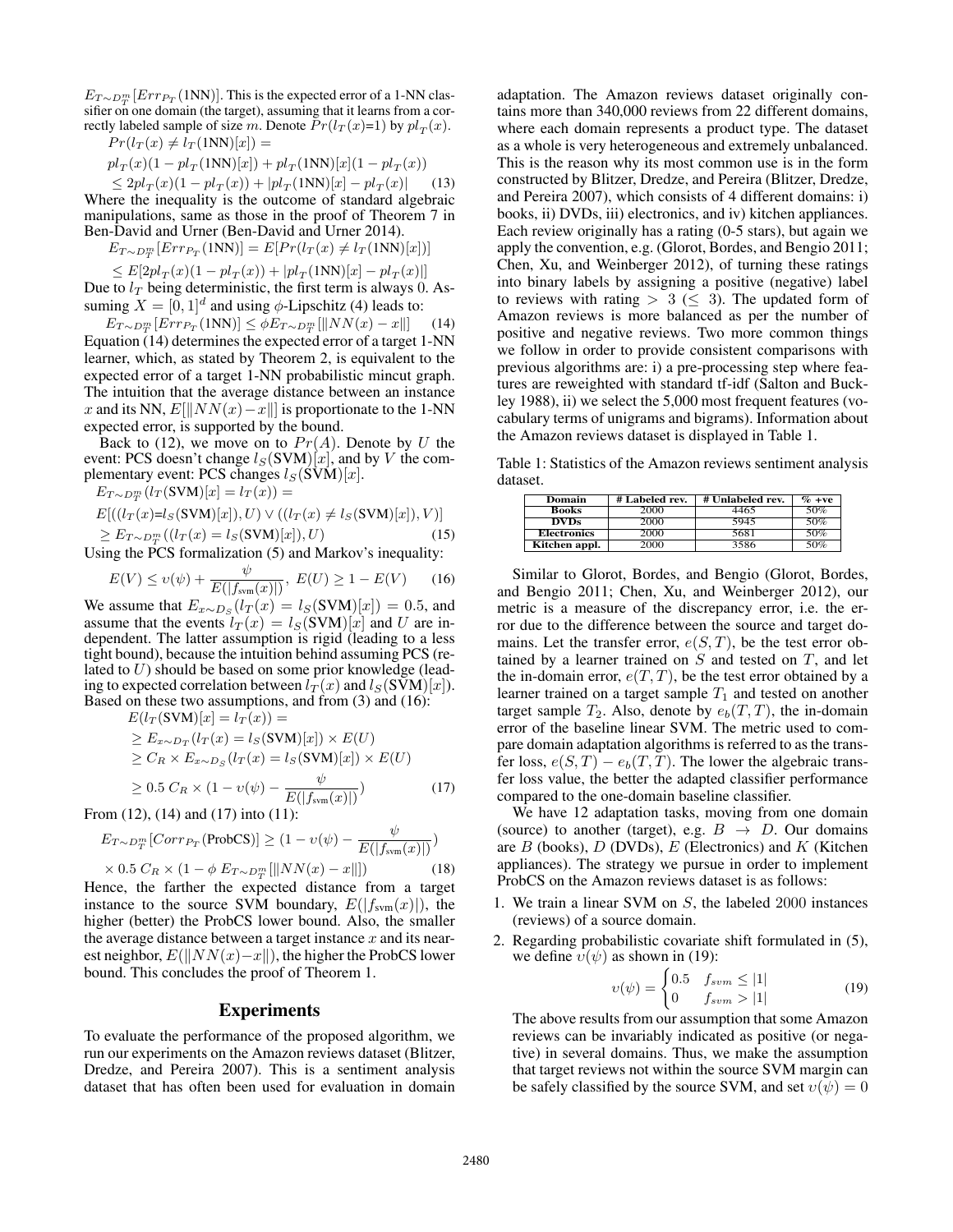$E_{T\sim D_T^m}[Err_{P_T}(\text{1NN})]$. This is the expected error of a 1-NN classifier on one domain (the target), assuming that it learns from a correctly labeled sample of size $m$. Denote $Pr(l_T(x){=}1)$ by $pl_T(x)$.

$$Pr(l_T(x) \neq l_T(\text{1NN})[x]) =$$

$$pl_T(x)(1 - pl_T(\text{1NN})[x]) + pl_T(\text{1NN})[x](1 - pl_T(x))$$

$$\leq 2pl_T(x)(1 - pl_T(x)) + |pl_T(\text{1NN})[x] - pl_T(x)| \quad (13)$$

Where the inequality is the outcome of standard algebraic manipulations, same as those in the proof of Theorem 7 in Ben-David and Urner (Ben-David and Urner 2014).

$$E_{T\sim D_T^m}[Err_{P_T}(\text{1NN})] = E[Pr(l_T(x) \neq l_T(\text{1NN})[x])]$$

$$\leq E[2pl_T(x)(1 - pl_T(x)) + |pl_T(\text{1NN})[x] - pl_T(x)|]$$

Due to $l_T$ being deterministic, the first term is always 0. Assuming $X = [0,1]^d$ and using $\phi$-Lipschitz (4) leads to:

$$E_{T\sim D_T^m}[Err_{P_T}(\text{1NN})] \leq \phi E_{T\sim D_T^m}[\|NN(x) - x\|] \quad (14)$$

Equation (14) determines the expected error of a target 1-NN learner, which, as stated by Theorem 2, is equivalent to the expected error of a target 1-NN probabilistic mincut graph. The intuition that the average distance between an instance $x$ and its NN, $E[\|NN(x) - x\|]$ is proportionate to the 1-NN expected error, is supported by the bound.

Back to (12), we move on to $Pr(A)$. Denote by $U$ the event: PCS doesn't change $l_S(\text{SVM})[x]$, and by $V$ the complementary event: PCS changes $l_S(\text{SVM})[x]$.

$$E_{T\sim D_T^m}(l_T(\text{SVM})[x] = l_T(x)) =$$

$$E[((l_T(x){=}l_S(\text{SVM})[x]), U) \vee ((l_T(x) \neq l_S(\text{SVM})[x]), V)]$$

$$\geq E_{T\sim D_T^m}((l_T(x) = l_S(\text{SVM})[x]), U) \quad (15)$$

Using the PCS formalization (5) and Markov's inequality:

$$E(V) \leq \upsilon(\psi) + \frac{\psi}{E(|f_{\text{svm}}(x)|)},\ E(U) \geq 1 - E(V) \quad (16)$$

We assume that $E_{x\sim D_S}(l_T(x) = l_S(\text{SVM})[x]) = 0.5$, and assume that the events $l_T(x) = l_S(\text{SVM})[x]$ and $U$ are independent. The latter assumption is rigid (leading to a less tight bound), because the intuition behind assuming PCS (related to $U$) should be based on some prior knowledge (leading to expected correlation between $l_T(x)$ and $l_S(\text{SVM})[x]$). Based on these two assumptions, and from (3) and (16):

$$E(l_T(\text{SVM})[x] = l_T(x)) =$$

$$\geq E_{x\sim D_T}(l_T(x) = l_S(\text{SVM})[x]) \times E(U)$$

$$\geq C_R \times E_{x\sim D_S}(l_T(x) = l_S(\text{SVM})[x]) \times E(U)$$

$$\geq 0.5\ C_R \times (1 - \upsilon(\psi) - \frac{\psi}{E(|f_{\text{svm}}(x)|)}) \quad (17)$$

From (12), (14) and (17) into (11):

$$E_{T\sim D_T^m}[Corr_{P_T}(\text{ProbCS})] \geq (1 - \upsilon(\psi) - \frac{\psi}{E(|f_{\text{svm}}(x)|)})$$

$$\times\ 0.5\ C_R \times (1 - \phi\ E_{T\sim D_T^m}[\|NN(x) - x\|]) \quad (18)$$

Hence, the farther the expected distance from a target instance to the source SVM boundary, $E(|f_{\text{svm}}(x)|)$, the higher (better) the ProbCS lower bound. Also, the smaller the average distance between a target instance $x$ and its nearest neighbor, $E(\|NN(x) - x\|)$, the higher the ProbCS lower bound. This concludes the proof of Theorem 1.

## Experiments

To evaluate the performance of the proposed algorithm, we run our experiments on the Amazon reviews dataset (Blitzer, Dredze, and Pereira 2007). This is a sentiment analysis dataset that has often been used for evaluation in domain adaptation. The Amazon reviews dataset originally contains more than 340,000 reviews from 22 different domains, where each domain represents a product type. The dataset as a whole is very heterogeneous and extremely unbalanced. This is the reason why its most common use is in the form constructed by Blitzer, Dredze, and Pereira (Blitzer, Dredze, and Pereira 2007), which consists of 4 different domains: i) books, ii) DVDs, iii) electronics, and iv) kitchen appliances. Each review originally has a rating (0-5 stars), but again we apply the convention, e.g. (Glorot, Bordes, and Bengio 2011; Chen, Xu, and Weinberger 2012), of turning these ratings into binary labels by assigning a positive (negative) label to reviews with rating $> 3$ ($\leq 3$). The updated form of Amazon reviews is more balanced as per the number of positive and negative reviews. Two more common things we follow in order to provide consistent comparisons with previous algorithms are: i) a pre-processing step where features are reweighted with standard tf-idf (Salton and Buckley 1988), ii) we select the 5,000 most frequent features (vocabulary terms of unigrams and bigrams). Information about the Amazon reviews dataset is displayed in Table 1.

Table 1: Statistics of the Amazon reviews sentiment analysis dataset.

| Domain | # Labeled rev. | # Unlabeled rev. | % +ve |
|---|---|---|---|
| Books | 2000 | 4465 | 50% |
| DVDs | 2000 | 5945 | 50% |
| Electronics | 2000 | 5681 | 50% |
| Kitchen appl. | 2000 | 3586 | 50% |

Similar to Glorot, Bordes, and Bengio (Glorot, Bordes, and Bengio 2011; Chen, Xu, and Weinberger 2012), our metric is a measure of the discrepancy error, i.e. the error due to the difference between the source and target domains. Let the transfer error, $e(S,T)$, be the test error obtained by a learner trained on $S$ and tested on $T$, and let the in-domain error, $e(T,T)$, be the test error obtained by a learner trained on a target sample $T_1$ and tested on another target sample $T_2$. Also, denote by $e_b(T,T)$, the in-domain error of the baseline linear SVM. The metric used to compare domain adaptation algorithms is referred to as the transfer loss, $e(S,T) - e_b(T,T)$. The lower the algebraic transfer loss value, the better the adapted classifier performance compared to the one-domain baseline classifier.

We have 12 adaptation tasks, moving from one domain (source) to another (target), e.g. $B \rightarrow D$. Our domains are $B$ (books), $D$ (DVDs), $E$ (Electronics) and $K$ (Kitchen appliances). The strategy we pursue in order to implement ProbCS on the Amazon reviews dataset is as follows:

1. We train a linear SVM on $S$, the labeled 2000 instances (reviews) of a source domain.
2. Regarding probabilistic covariate shift formulated in (5), we define $\upsilon(\psi)$ as shown in (19):

$$\upsilon(\psi) = \begin{cases} 0.5 & f_{svm} \leq |1| \\ 0 & f_{svm} > |1| \end{cases} \quad (19)$$

The above results from our assumption that some Amazon reviews can be invariably indicated as positive (or negative) in several domains. Thus, we make the assumption that target reviews not within the source SVM margin can be safely classified by the source SVM, and set $\upsilon(\psi) = 0$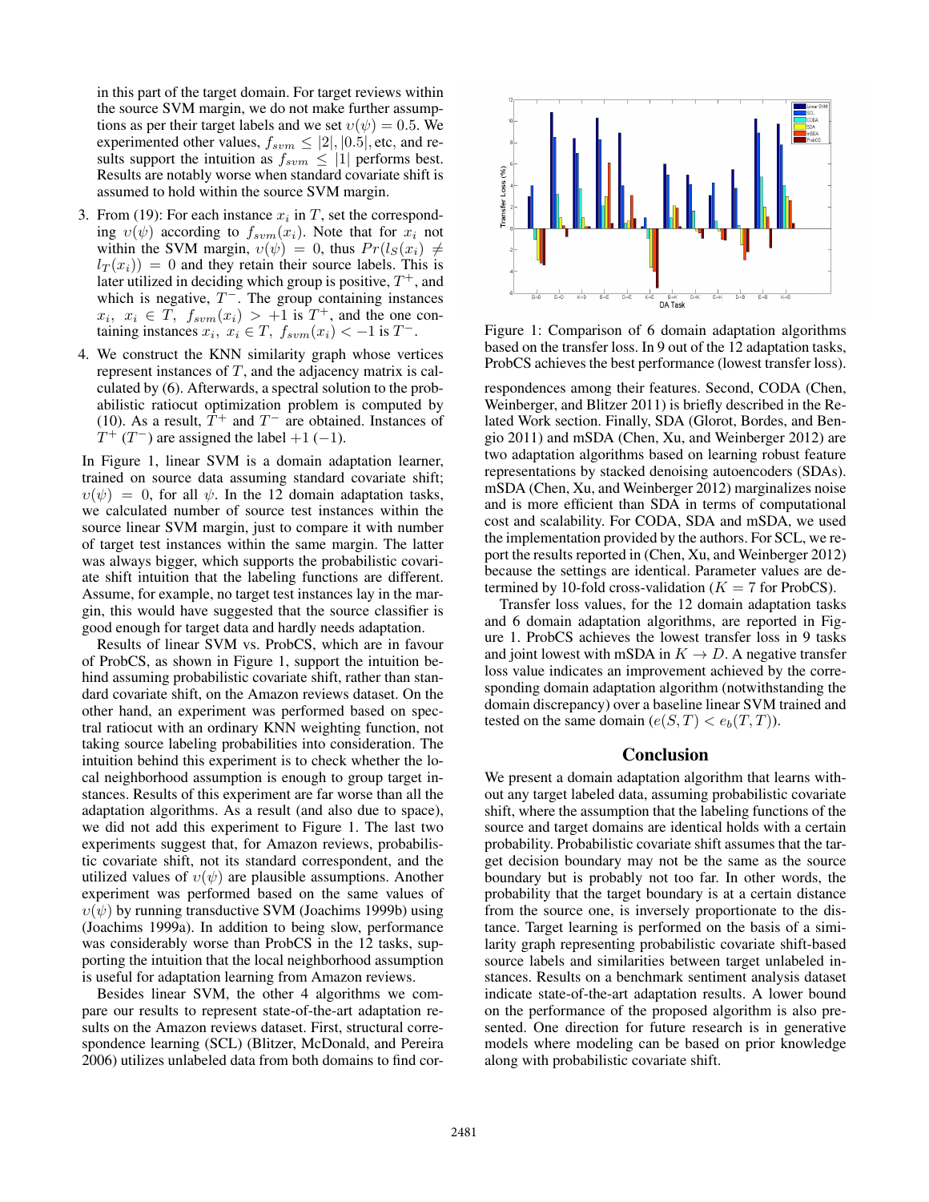in this part of the target domain. For target reviews within the source SVM margin, we do not make further assumptions as per their target labels and we set $\upsilon(\psi) = 0.5$. We experimented other values, $f_{svm} \leq |2|, |0.5|$, etc, and results support the intuition as $f_{svm} \leq |1|$ performs best. Results are notably worse when standard covariate shift is assumed to hold within the source SVM margin.

3. From (19): For each instance $x_i$ in $T$, set the corresponding $\upsilon(\psi)$ according to $f_{svm}(x_i)$. Note that for $x_i$ not within the SVM margin, $\upsilon(\psi) = 0$, thus $Pr(l_S(x_i) \neq l_T(x_i)) = 0$ and they retain their source labels. This is later utilized in deciding which group is positive, $T^+$, and which is negative, $T^-$. The group containing instances $x_i,\ x_i \in T,\ f_{svm}(x_i) > +1$ is $T^+$, and the one containing instances $x_i,\ x_i \in T,\ f_{svm}(x_i) < -1$ is $T^-$.

4. We construct the KNN similarity graph whose vertices represent instances of $T$, and the adjacency matrix is calculated by (6). Afterwards, a spectral solution to the probabilistic ratiocut optimization problem is computed by (10). As a result, $T^+$ and $T^-$ are obtained. Instances of $T^+$ ($T^-$) are assigned the label $+1$ ($-1$).

In Figure 1, linear SVM is a domain adaptation learner, trained on source data assuming standard covariate shift; $\upsilon(\psi) = 0$, for all $\psi$. In the 12 domain adaptation tasks, we calculated number of source test instances within the source linear SVM margin, just to compare it with number of target test instances within the same margin. The latter was always bigger, which supports the probabilistic covariate shift intuition that the labeling functions are different. Assume, for example, no target test instances lay in the margin, this would have suggested that the source classifier is good enough for target data and hardly needs adaptation.

Results of linear SVM vs. ProbCS, which are in favour of ProbCS, as shown in Figure 1, support the intuition behind assuming probabilistic covariate shift, rather than standard covariate shift, on the Amazon reviews dataset. On the other hand, an experiment was performed based on spectral ratiocut with an ordinary KNN weighting function, not taking source labeling probabilities into consideration. The intuition behind this experiment is to check whether the local neighborhood assumption is enough to group target instances. Results of this experiment are far worse than all the adaptation algorithms. As a result (and also due to space), we did not add this experiment to Figure 1. The last two experiments suggest that, for Amazon reviews, probabilistic covariate shift, not its standard correspondent, and the utilized values of $\upsilon(\psi)$ are plausible assumptions. Another experiment was performed based on the same values of $\upsilon(\psi)$ by running transductive SVM (Joachims 1999b) using (Joachims 1999a). In addition to being slow, performance was considerably worse than ProbCS in the 12 tasks, supporting the intuition that the local neighborhood assumption is useful for adaptation learning from Amazon reviews.

Besides linear SVM, the other 4 algorithms we compare our results to represent state-of-the-art adaptation results on the Amazon reviews dataset. First, structural correspondence learning (SCL) (Blitzer, McDonald, and Pereira 2006) utilizes unlabeled data from both domains to find correspondences among their features. Second, CODA (Chen, Weinberger, and Blitzer 2011) is briefly described in the Related Work section. Finally, SDA (Glorot, Bordes, and Bengio 2011) and mSDA (Chen, Xu, and Weinberger 2012) are two adaptation algorithms based on learning robust feature representations by stacked denoising autoencoders (SDAs). mSDA (Chen, Xu, and Weinberger 2012) marginalizes noise and is more efficient than SDA in terms of computational cost and scalability. For CODA, SDA and mSDA, we used the implementation provided by the authors. For SCL, we report the results reported in (Chen, Xu, and Weinberger 2012) because the settings are identical. Parameter values are determined by 10-fold cross-validation ($K = 7$ for ProbCS).

Figure 1: Comparison of 6 domain adaptation algorithms based on the transfer loss. In 9 out of the 12 adaptation tasks, ProbCS achieves the best performance (lowest transfer loss).

Transfer loss values, for the 12 domain adaptation tasks and 6 domain adaptation algorithms, are reported in Figure 1. ProbCS achieves the lowest transfer loss in 9 tasks and joint lowest with mSDA in $K \rightarrow D$. A negative transfer loss value indicates an improvement achieved by the corresponding domain adaptation algorithm (notwithstanding the domain discrepancy) over a baseline linear SVM trained and tested on the same domain ($e(S, T) < e_b(T, T)$).

## Conclusion

We present a domain adaptation algorithm that learns without any target labeled data, assuming probabilistic covariate shift, where the assumption that the labeling functions of the source and target domains are identical holds with a certain probability. Probabilistic covariate shift assumes that the target decision boundary may not be the same as the source boundary but is probably not too far. In other words, the probability that the target boundary is at a certain distance from the source one, is inversely proportionate to the distance. Target learning is performed on the basis of a similarity graph representing probabilistic covariate shift-based source labels and similarities between target unlabeled instances. Results on a benchmark sentiment analysis dataset indicate state-of-the-art adaptation results. A lower bound on the performance of the proposed algorithm is also presented. One direction for future research is in generative models where modeling can be based on prior knowledge along with probabilistic covariate shift.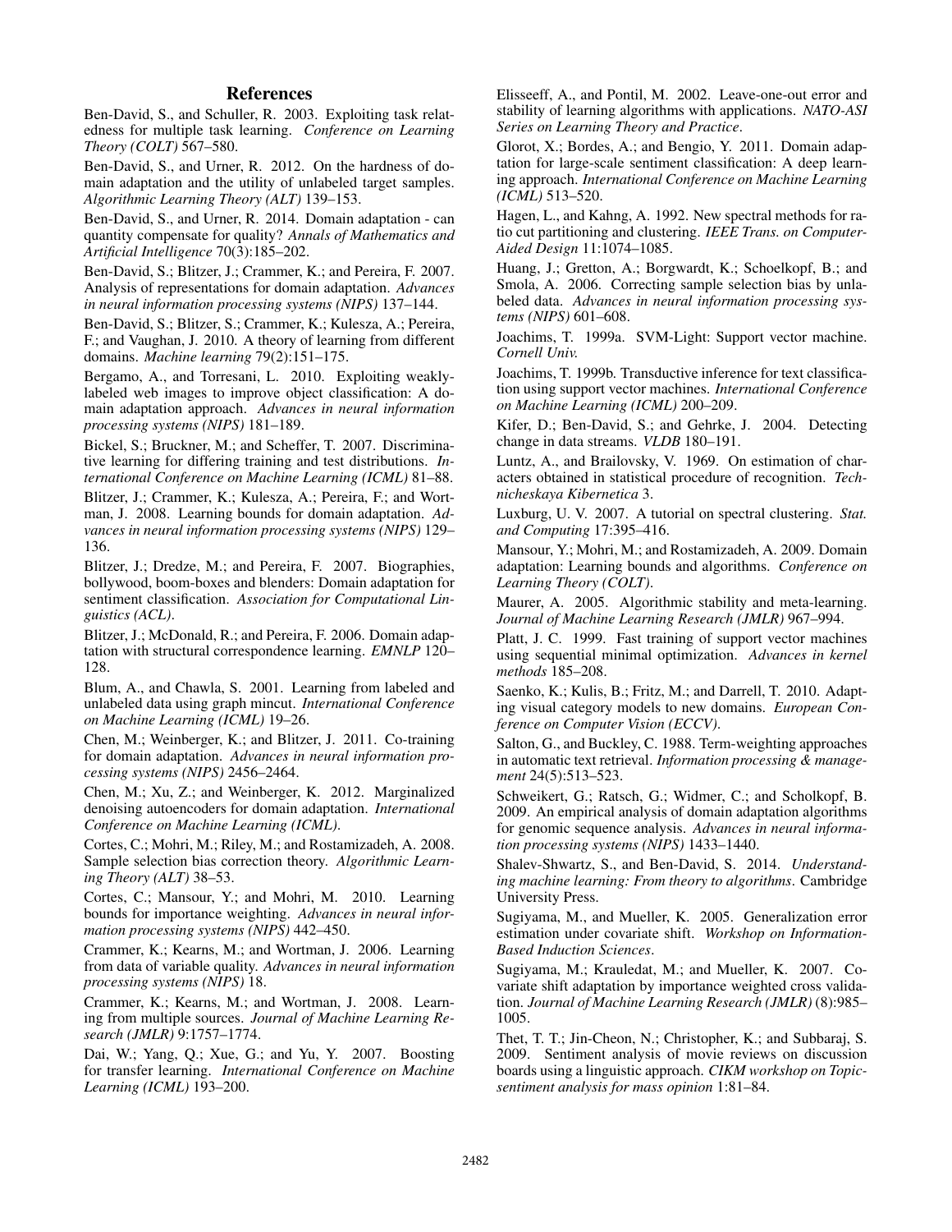## References

Ben-David, S., and Schuller, R. 2003. Exploiting task relatedness for multiple task learning. *Conference on Learning Theory (COLT)* 567–580.

Ben-David, S., and Urner, R. 2012. On the hardness of domain adaptation and the utility of unlabeled target samples. *Algorithmic Learning Theory (ALT)* 139–153.

Ben-David, S., and Urner, R. 2014. Domain adaptation - can quantity compensate for quality? *Annals of Mathematics and Artificial Intelligence* 70(3):185–202.

Ben-David, S.; Blitzer, J.; Crammer, K.; and Pereira, F. 2007. Analysis of representations for domain adaptation. *Advances in neural information processing systems (NIPS)* 137–144.

Ben-David, S.; Blitzer, S.; Crammer, K.; Kulesza, A.; Pereira, F.; and Vaughan, J. 2010. A theory of learning from different domains. *Machine learning* 79(2):151–175.

Bergamo, A., and Torresani, L. 2010. Exploiting weakly-labeled web images to improve object classification: A domain adaptation approach. *Advances in neural information processing systems (NIPS)* 181–189.

Bickel, S.; Bruckner, M.; and Scheffer, T. 2007. Discriminative learning for differing training and test distributions. *International Conference on Machine Learning (ICML)* 81–88.

Blitzer, J.; Crammer, K.; Kulesza, A.; Pereira, F.; and Wortman, J. 2008. Learning bounds for domain adaptation. *Advances in neural information processing systems (NIPS)* 129–136.

Blitzer, J.; Dredze, M.; and Pereira, F. 2007. Biographies, bollywood, boom-boxes and blenders: Domain adaptation for sentiment classification. *Association for Computational Linguistics (ACL)*.

Blitzer, J.; McDonald, R.; and Pereira, F. 2006. Domain adaptation with structural correspondence learning. *EMNLP* 120–128.

Blum, A., and Chawla, S. 2001. Learning from labeled and unlabeled data using graph mincut. *International Conference on Machine Learning (ICML)* 19–26.

Chen, M.; Weinberger, K.; and Blitzer, J. 2011. Co-training for domain adaptation. *Advances in neural information processing systems (NIPS)* 2456–2464.

Chen, M.; Xu, Z.; and Weinberger, K. 2012. Marginalized denoising autoencoders for domain adaptation. *International Conference on Machine Learning (ICML)*.

Cortes, C.; Mohri, M.; Riley, M.; and Rostamizadeh, A. 2008. Sample selection bias correction theory. *Algorithmic Learning Theory (ALT)* 38–53.

Cortes, C.; Mansour, Y.; and Mohri, M. 2010. Learning bounds for importance weighting. *Advances in neural information processing systems (NIPS)* 442–450.

Crammer, K.; Kearns, M.; and Wortman, J. 2006. Learning from data of variable quality. *Advances in neural information processing systems (NIPS)* 18.

Crammer, K.; Kearns, M.; and Wortman, J. 2008. Learning from multiple sources. *Journal of Machine Learning Research (JMLR)* 9:1757–1774.

Dai, W.; Yang, Q.; Xue, G.; and Yu, Y. 2007. Boosting for transfer learning. *International Conference on Machine Learning (ICML)* 193–200.

Elisseeff, A., and Pontil, M. 2002. Leave-one-out error and stability of learning algorithms with applications. *NATO-ASI Series on Learning Theory and Practice*.

Glorot, X.; Bordes, A.; and Bengio, Y. 2011. Domain adaptation for large-scale sentiment classification: A deep learning approach. *International Conference on Machine Learning (ICML)* 513–520.

Hagen, L., and Kahng, A. 1992. New spectral methods for ratio cut partitioning and clustering. *IEEE Trans. on Computer-Aided Design* 11:1074–1085.

Huang, J.; Gretton, A.; Borgwardt, K.; Schoelkopf, B.; and Smola, A. 2006. Correcting sample selection bias by unlabeled data. *Advances in neural information processing systems (NIPS)* 601–608.

Joachims, T. 1999a. SVM-Light: Support vector machine. *Cornell Univ.*

Joachims, T. 1999b. Transductive inference for text classification using support vector machines. *International Conference on Machine Learning (ICML)* 200–209.

Kifer, D.; Ben-David, S.; and Gehrke, J. 2004. Detecting change in data streams. *VLDB* 180–191.

Luntz, A., and Brailovsky, V. 1969. On estimation of characters obtained in statistical procedure of recognition. *Technicheskaya Kibernetica* 3.

Luxburg, U. V. 2007. A tutorial on spectral clustering. *Stat. and Computing* 17:395–416.

Mansour, Y.; Mohri, M.; and Rostamizadeh, A. 2009. Domain adaptation: Learning bounds and algorithms. *Conference on Learning Theory (COLT)*.

Maurer, A. 2005. Algorithmic stability and meta-learning. *Journal of Machine Learning Research (JMLR)* 967–994.

Platt, J. C. 1999. Fast training of support vector machines using sequential minimal optimization. *Advances in kernel methods* 185–208.

Saenko, K.; Kulis, B.; Fritz, M.; and Darrell, T. 2010. Adapting visual category models to new domains. *European Conference on Computer Vision (ECCV)*.

Salton, G., and Buckley, C. 1988. Term-weighting approaches in automatic text retrieval. *Information processing & management* 24(5):513–523.

Schweikert, G.; Ratsch, G.; Widmer, C.; and Scholkopf, B. 2009. An empirical analysis of domain adaptation algorithms for genomic sequence analysis. *Advances in neural information processing systems (NIPS)* 1433–1440.

Shalev-Shwartz, S., and Ben-David, S. 2014. *Understanding machine learning: From theory to algorithms*. Cambridge University Press.

Sugiyama, M., and Mueller, K. 2005. Generalization error estimation under covariate shift. *Workshop on Information-Based Induction Sciences*.

Sugiyama, M.; Krauledat, M.; and Mueller, K. 2007. Covariate shift adaptation by importance weighted cross validation. *Journal of Machine Learning Research (JMLR)* (8):985–1005.

Thet, T. T.; Jin-Cheon, N.; Christopher, K.; and Subbaraj, S. 2009. Sentiment analysis of movie reviews on discussion boards using a linguistic approach. *CIKM workshop on Topic-sentiment analysis for mass opinion* 1:81–84.